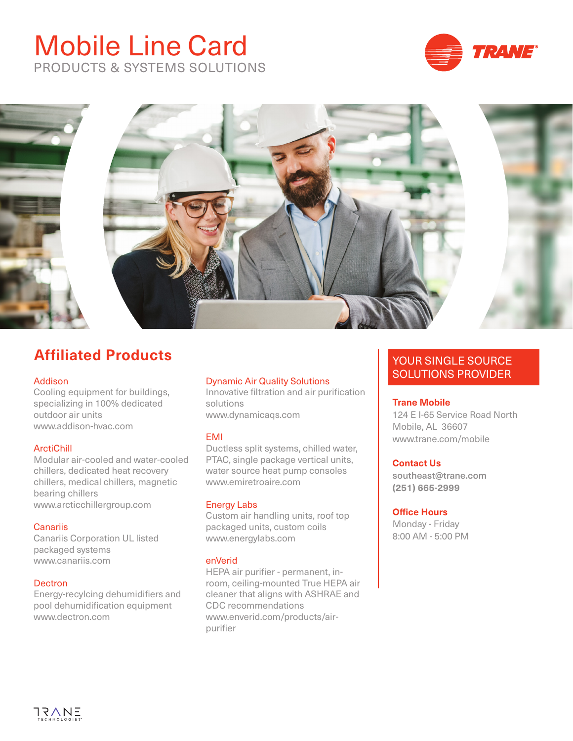# Mobile Line Card

PRODUCTS & SYSTEMS SOLUTIONS

## Affiliated Products

**Addison**
Cooling equipment for buildings, specializing in 100% dedicated outdoor air units
www.addison-hvac.com

**ArctiChill**
Modular air-cooled and water-cooled chillers, dedicated heat recovery chillers, medical chillers, magnetic bearing chillers
www.arcticchillergroup.com

**Canariis**
Canariis Corporation UL listed packaged systems
www.canariis.com

**Dectron**
Energy-recylcing dehumidifiers and pool dehumidification equipment
www.dectron.com

**Dynamic Air Quality Solutions**
Innovative filtration and air purification solutions
www.dynamicaqs.com

**EMI**
Ductless split systems, chilled water, PTAC, single package vertical units, water source heat pump consoles
www.emiretroaire.com

**Energy Labs**
Custom air handling units, roof top packaged units, custom coils
www.energylabs.com

**enVerid**
HEPA air purifier - permanent, in-room, ceiling-mounted True HEPA air cleaner that aligns with ASHRAE and CDC recommendations
www.enverid.com/products/air-purifier

## YOUR SINGLE SOURCE SOLUTIONS PROVIDER

**Trane Mobile**
124 E I-65 Service Road North
Mobile, AL 36607
www.trane.com/mobile

**Contact Us**
southeast@trane.com
(251) 665-2999

**Office Hours**
Monday - Friday
8:00 AM - 5:00 PM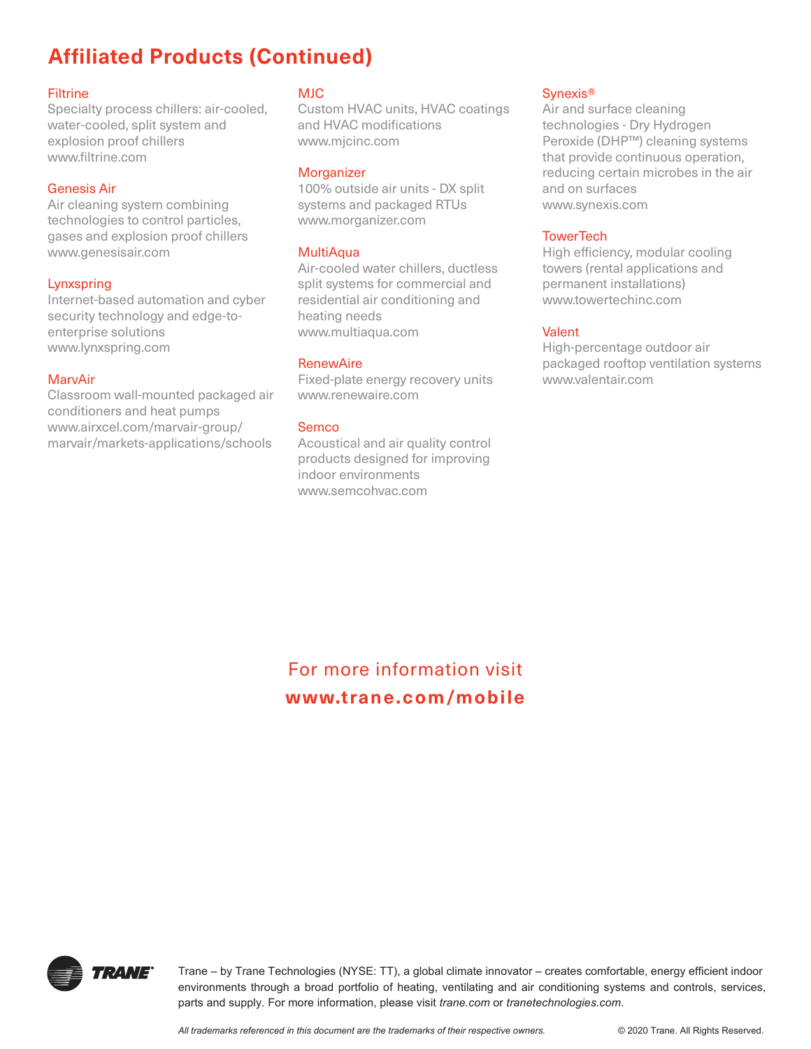## Affiliated Products (Continued)

**Filtrine**
Specialty process chillers: air-cooled, water-cooled, split system and explosion proof chillers
www.filtrine.com

**Genesis Air**
Air cleaning system combining technologies to control particles, gases and explosion proof chillers
www.genesisair.com

**Lynxspring**
Internet-based automation and cyber security technology and edge-to-enterprise solutions
www.lynxspring.com

**MarvAir**
Classroom wall-mounted packaged air conditioners and heat pumps
www.airxcel.com/marvair-group/marvair/markets-applications/schools

**MJC**
Custom HVAC units, HVAC coatings and HVAC modifications
www.mjcinc.com

**Morganizer**
100% outside air units - DX split systems and packaged RTUs
www.morganizer.com

**MultiAqua**
Air-cooled water chillers, ductless split systems for commercial and residential air conditioning and heating needs
www.multiaqua.com

**RenewAire**
Fixed-plate energy recovery units
www.renewaire.com

**Semco**
Acoustical and air quality control products designed for improving indoor environments
www.semcohvac.com

**Synexis®**
Air and surface cleaning technologies - Dry Hydrogen Peroxide (DHP™) cleaning systems that provide continuous operation, reducing certain microbes in the air and on surfaces
www.synexis.com

**TowerTech**
High efficiency, modular cooling towers (rental applications and permanent installations)
www.towertechinc.com

**Valent**
High-percentage outdoor air packaged rooftop ventilation systems
www.valentair.com

For more information visit
**www.trane.com/mobile**

TRANE

Trane – by Trane Technologies (NYSE: TT), a global climate innovator – creates comfortable, energy efficient indoor environments through a broad portfolio of heating, ventilating and air conditioning systems and controls, services, parts and supply. For more information, please visit *trane.com* or *tranetechnologies.com*.

*All trademarks referenced in this document are the trademarks of their respective owners.*

© 2020 Trane. All Rights Reserved.